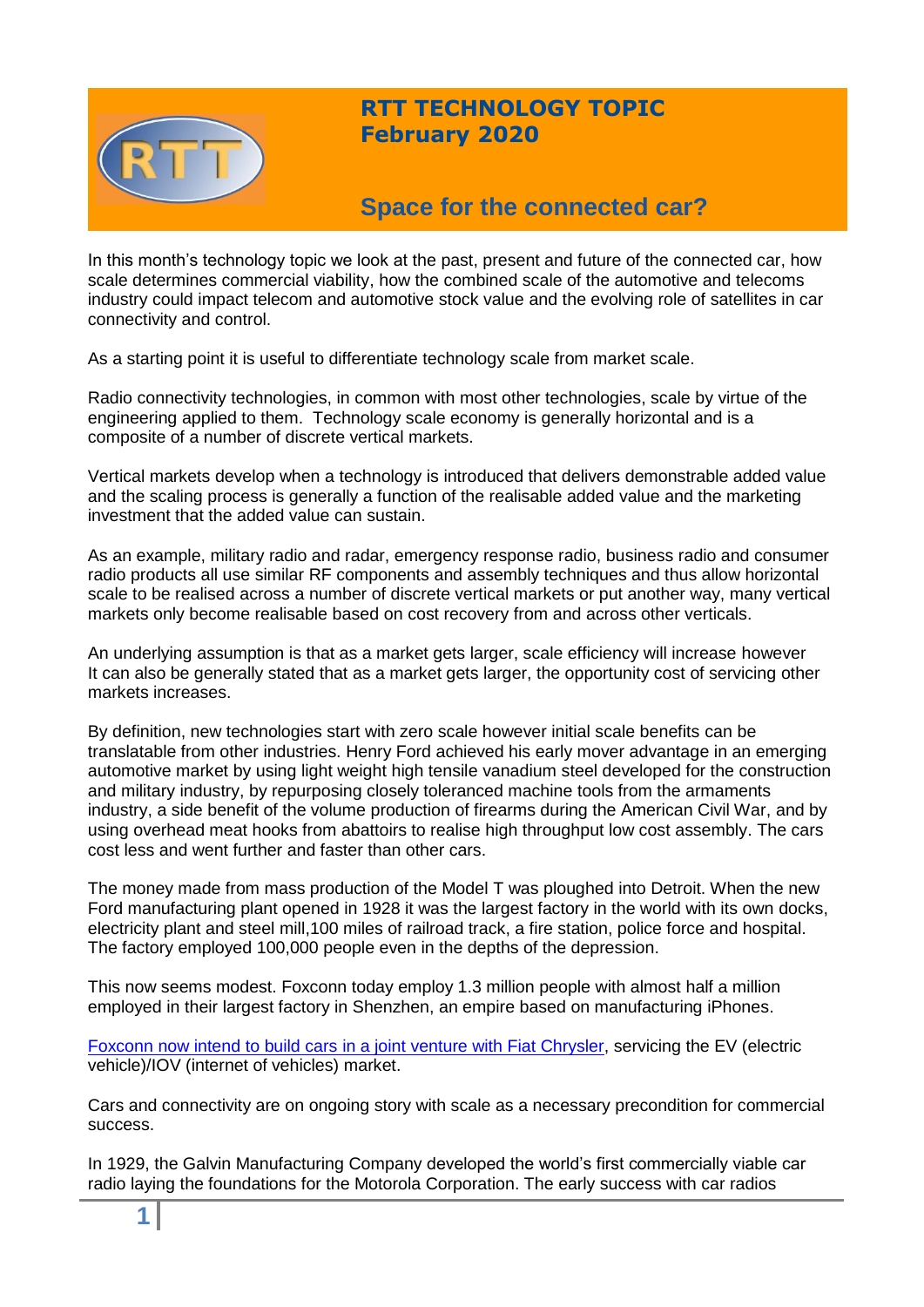# RTT TECHNOLOGY TOPIC
**February 2020**

## Space for the connected car?

In this month's technology topic we look at the past, present and future of the connected car, how scale determines commercial viability, how the combined scale of the automotive and telecoms industry could impact telecom and automotive stock value and the evolving role of satellites in car connectivity and control.

As a starting point it is useful to differentiate technology scale from market scale.

Radio connectivity technologies, in common with most other technologies, scale by virtue of the engineering applied to them. Technology scale economy is generally horizontal and is a composite of a number of discrete vertical markets.

Vertical markets develop when a technology is introduced that delivers demonstrable added value and the scaling process is generally a function of the realisable added value and the marketing investment that the added value can sustain.

As an example, military radio and radar, emergency response radio, business radio and consumer radio products all use similar RF components and assembly techniques and thus allow horizontal scale to be realised across a number of discrete vertical markets or put another way, many vertical markets only become realisable based on cost recovery from and across other verticals.

An underlying assumption is that as a market gets larger, scale efficiency will increase however It can also be generally stated that as a market gets larger, the opportunity cost of servicing other markets increases.

By definition, new technologies start with zero scale however initial scale benefits can be translatable from other industries. Henry Ford achieved his early mover advantage in an emerging automotive market by using light weight high tensile vanadium steel developed for the construction and military industry, by repurposing closely toleranced machine tools from the armaments industry, a side benefit of the volume production of firearms during the American Civil War, and by using overhead meat hooks from abattoirs to realise high throughput low cost assembly. The cars cost less and went further and faster than other cars.

The money made from mass production of the Model T was ploughed into Detroit. When the new Ford manufacturing plant opened in 1928 it was the largest factory in the world with its own docks, electricity plant and steel mill,100 miles of railroad track, a fire station, police force and hospital. The factory employed 100,000 people even in the depths of the depression.

This now seems modest. Foxconn today employ 1.3 million people with almost half a million employed in their largest factory in Shenzhen, an empire based on manufacturing iPhones.

[Foxconn now intend to build cars in a joint venture with Fiat Chrysler](), servicing the EV (electric vehicle)/IOV (internet of vehicles) market.

Cars and connectivity are on ongoing story with scale as a necessary precondition for commercial success.

In 1929, the Galvin Manufacturing Company developed the world's first commercially viable car radio laying the foundations for the Motorola Corporation. The early success with car radios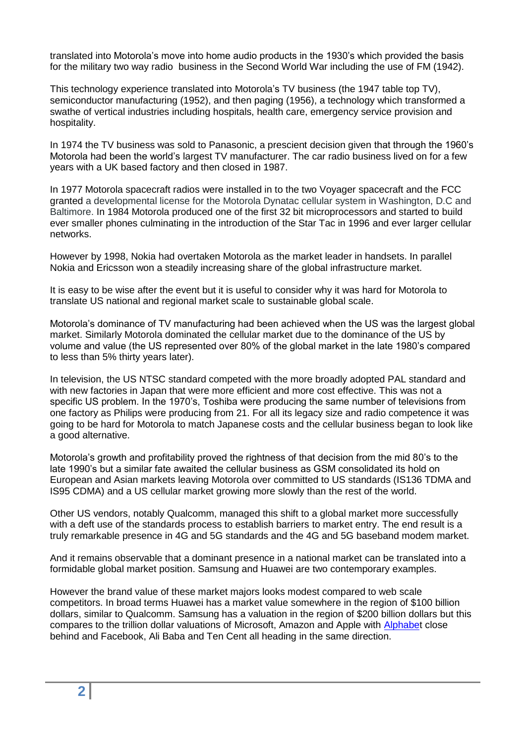translated into Motorola's move into home audio products in the 1930's which provided the basis for the military two way radio business in the Second World War including the use of FM (1942).

This technology experience translated into Motorola's TV business (the 1947 table top TV), semiconductor manufacturing (1952), and then paging (1956), a technology which transformed a swathe of vertical industries including hospitals, health care, emergency service provision and hospitality.

In 1974 the TV business was sold to Panasonic, a prescient decision given that through the 1960's Motorola had been the world's largest TV manufacturer. The car radio business lived on for a few years with a UK based factory and then closed in 1987.

In 1977 Motorola spacecraft radios were installed in to the two Voyager spacecraft and the FCC granted a developmental license for the Motorola Dynatac cellular system in Washington, D.C and Baltimore. In 1984 Motorola produced one of the first 32 bit microprocessors and started to build ever smaller phones culminating in the introduction of the Star Tac in 1996 and ever larger cellular networks.

However by 1998, Nokia had overtaken Motorola as the market leader in handsets. In parallel Nokia and Ericsson won a steadily increasing share of the global infrastructure market.

It is easy to be wise after the event but it is useful to consider why it was hard for Motorola to translate US national and regional market scale to sustainable global scale.

Motorola's dominance of TV manufacturing had been achieved when the US was the largest global market. Similarly Motorola dominated the cellular market due to the dominance of the US by volume and value (the US represented over 80% of the global market in the late 1980's compared to less than 5% thirty years later).

In television, the US NTSC standard competed with the more broadly adopted PAL standard and with new factories in Japan that were more efficient and more cost effective. This was not a specific US problem. In the 1970's, Toshiba were producing the same number of televisions from one factory as Philips were producing from 21. For all its legacy size and radio competence it was going to be hard for Motorola to match Japanese costs and the cellular business began to look like a good alternative.

Motorola's growth and profitability proved the rightness of that decision from the mid 80's to the late 1990's but a similar fate awaited the cellular business as GSM consolidated its hold on European and Asian markets leaving Motorola over committed to US standards (IS136 TDMA and IS95 CDMA) and a US cellular market growing more slowly than the rest of the world.

Other US vendors, notably Qualcomm, managed this shift to a global market more successfully with a deft use of the standards process to establish barriers to market entry. The end result is a truly remarkable presence in 4G and 5G standards and the 4G and 5G baseband modem market.

And it remains observable that a dominant presence in a national market can be translated into a formidable global market position. Samsung and Huawei are two contemporary examples.

However the brand value of these market majors looks modest compared to web scale competitors. In broad terms Huawei has a market value somewhere in the region of $100 billion dollars, similar to Qualcomm. Samsung has a valuation in the region of $200 billion dollars but this compares to the trillion dollar valuations of Microsoft, Amazon and Apple with Alphabet close behind and Facebook, Ali Baba and Ten Cent all heading in the same direction.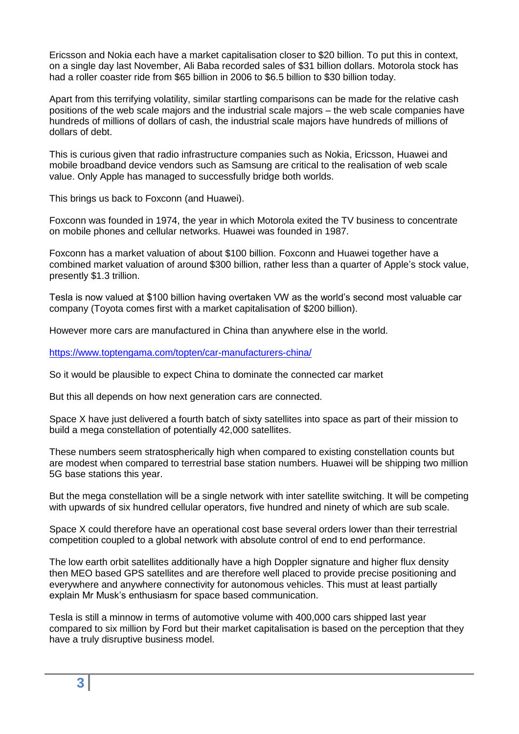Ericsson and Nokia each have a market capitalisation closer to $20 billion. To put this in context, on a single day last November, Ali Baba recorded sales of $31 billion dollars. Motorola stock has had a roller coaster ride from $65 billion in 2006 to $6.5 billion to $30 billion today.

Apart from this terrifying volatility, similar startling comparisons can be made for the relative cash positions of the web scale majors and the industrial scale majors – the web scale companies have hundreds of millions of dollars of cash, the industrial scale majors have hundreds of millions of dollars of debt.

This is curious given that radio infrastructure companies such as Nokia, Ericsson, Huawei and mobile broadband device vendors such as Samsung are critical to the realisation of web scale value. Only Apple has managed to successfully bridge both worlds.

This brings us back to Foxconn (and Huawei).

Foxconn was founded in 1974, the year in which Motorola exited the TV business to concentrate on mobile phones and cellular networks. Huawei was founded in 1987.

Foxconn has a market valuation of about $100 billion. Foxconn and Huawei together have a combined market valuation of around $300 billion, rather less than a quarter of Apple's stock value, presently $1.3 trillion.

Tesla is now valued at $100 billion having overtaken VW as the world's second most valuable car company (Toyota comes first with a market capitalisation of $200 billion).

However more cars are manufactured in China than anywhere else in the world.

https://www.toptengama.com/topten/car-manufacturers-china/

So it would be plausible to expect China to dominate the connected car market

But this all depends on how next generation cars are connected.

Space X have just delivered a fourth batch of sixty satellites into space as part of their mission to build a mega constellation of potentially 42,000 satellites.

These numbers seem stratospherically high when compared to existing constellation counts but are modest when compared to terrestrial base station numbers. Huawei will be shipping two million 5G base stations this year.

But the mega constellation will be a single network with inter satellite switching. It will be competing with upwards of six hundred cellular operators, five hundred and ninety of which are sub scale.

Space X could therefore have an operational cost base several orders lower than their terrestrial competition coupled to a global network with absolute control of end to end performance.

The low earth orbit satellites additionally have a high Doppler signature and higher flux density then MEO based GPS satellites and are therefore well placed to provide precise positioning and everywhere and anywhere connectivity for autonomous vehicles. This must at least partially explain Mr Musk's enthusiasm for space based communication.

Tesla is still a minnow in terms of automotive volume with 400,000 cars shipped last year compared to six million by Ford but their market capitalisation is based on the perception that they have a truly disruptive business model.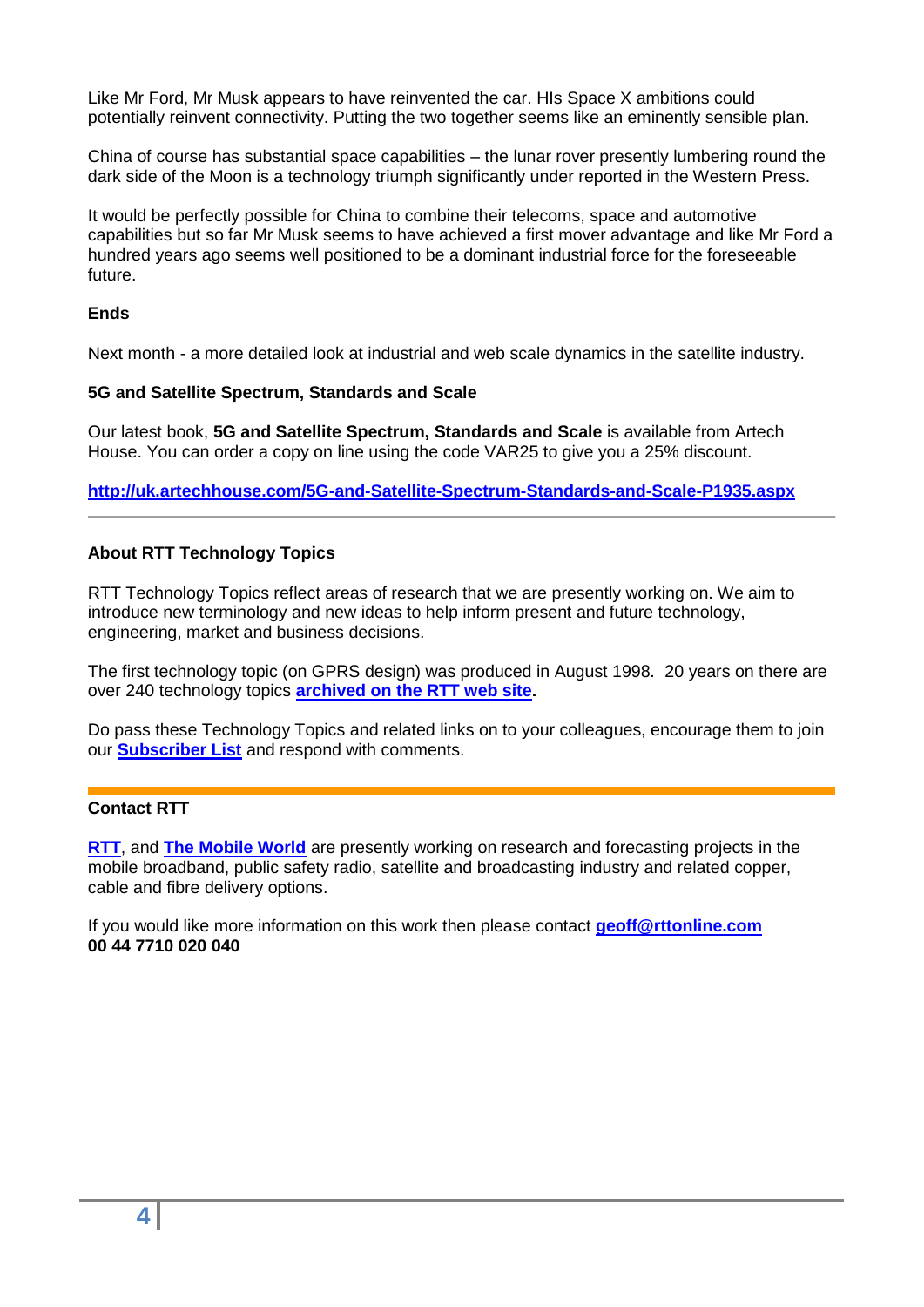Like Mr Ford, Mr Musk appears to have reinvented the car. HIs Space X ambitions could potentially reinvent connectivity. Putting the two together seems like an eminently sensible plan.

China of course has substantial space capabilities – the lunar rover presently lumbering round the dark side of the Moon is a technology triumph significantly under reported in the Western Press.

It would be perfectly possible for China to combine their telecoms, space and automotive capabilities but so far Mr Musk seems to have achieved a first mover advantage and like Mr Ford a hundred years ago seems well positioned to be a dominant industrial force for the foreseeable future.

**Ends**

Next month - a more detailed look at industrial and web scale dynamics in the satellite industry.

**5G and Satellite Spectrum, Standards and Scale**

Our latest book, **5G and Satellite Spectrum, Standards and Scale** is available from Artech House. You can order a copy on line using the code VAR25 to give you a 25% discount.

**http://uk.artechhouse.com/5G-and-Satellite-Spectrum-Standards-and-Scale-P1935.aspx**

---

**About RTT Technology Topics**

RTT Technology Topics reflect areas of research that we are presently working on. We aim to introduce new terminology and new ideas to help inform present and future technology, engineering, market and business decisions.

The first technology topic (on GPRS design) was produced in August 1998. 20 years on there are over 240 technology topics **archived on the RTT web site.**

Do pass these Technology Topics and related links on to your colleagues, encourage them to join our **Subscriber List** and respond with comments.

---

**Contact RTT**

**RTT**, and **The Mobile World** are presently working on research and forecasting projects in the mobile broadband, public safety radio, satellite and broadcasting industry and related copper, cable and fibre delivery options.

If you would like more information on this work then please contact **geoff@rttonline.com**
**00 44 7710 020 040**